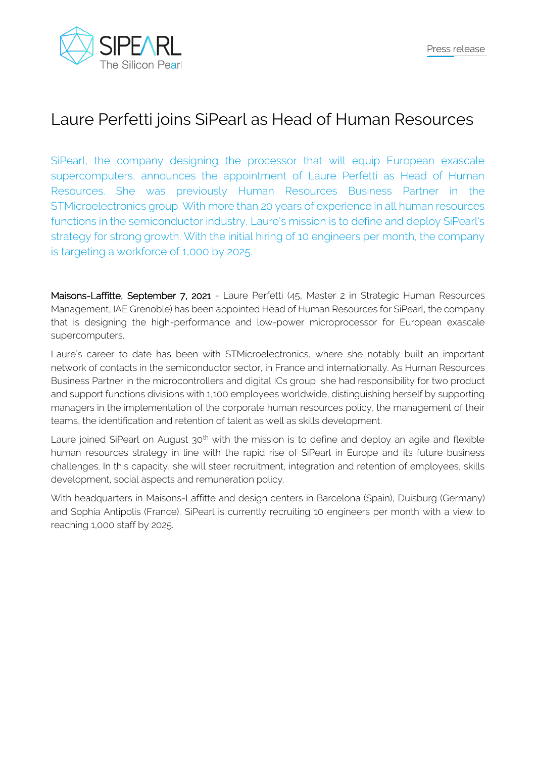Press release

# Laure Perfetti joins SiPearl as Head of Human Resources

SiPearl, the company designing the processor that will equip European exascale supercomputers, announces the appointment of Laure Perfetti as Head of Human Resources. She was previously Human Resources Business Partner in the STMicroelectronics group. With more than 20 years of experience in all human resources functions in the semiconductor industry, Laure's mission is to define and deploy SiPearl's strategy for strong growth. With the initial hiring of 10 engineers per month, the company is targeting a workforce of 1,000 by 2025.

Maisons-Laffitte, September 7, 2021 - Laure Perfetti (45, Master 2 in Strategic Human Resources Management, IAE Grenoble) has been appointed Head of Human Resources for SiPearl, the company that is designing the high-performance and low-power microprocessor for European exascale supercomputers.

Laure's career to date has been with STMicroelectronics, where she notably built an important network of contacts in the semiconductor sector, in France and internationally. As Human Resources Business Partner in the microcontrollers and digital ICs group, she had responsibility for two product and support functions divisions with 1,100 employees worldwide, distinguishing herself by supporting managers in the implementation of the corporate human resources policy, the management of their teams, the identification and retention of talent as well as skills development.

Laure joined SiPearl on August 30th with the mission is to define and deploy an agile and flexible human resources strategy in line with the rapid rise of SiPearl in Europe and its future business challenges. In this capacity, she will steer recruitment, integration and retention of employees, skills development, social aspects and remuneration policy.

With headquarters in Maisons-Laffitte and design centers in Barcelona (Spain), Duisburg (Germany) and Sophia Antipolis (France), SiPearl is currently recruiting 10 engineers per month with a view to reaching 1,000 staff by 2025.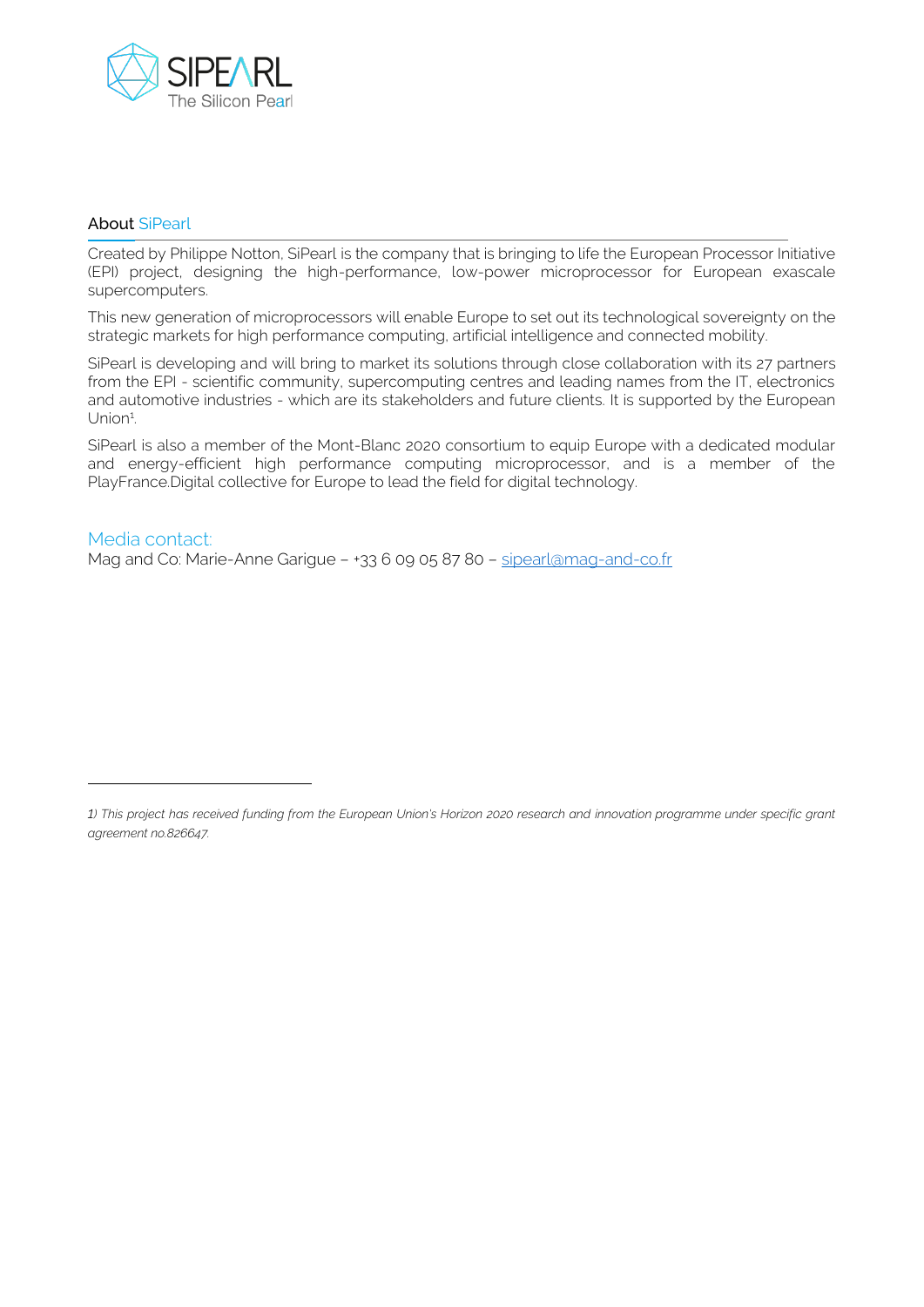## About SiPearl

Created by Philippe Notton, SiPearl is the company that is bringing to life the European Processor Initiative (EPI) project, designing the high-performance, low-power microprocessor for European exascale supercomputers.

This new generation of microprocessors will enable Europe to set out its technological sovereignty on the strategic markets for high performance computing, artificial intelligence and connected mobility.

SiPearl is developing and will bring to market its solutions through close collaboration with its 27 partners from the EPI - scientific community, supercomputing centres and leading names from the IT, electronics and automotive industries - which are its stakeholders and future clients. It is supported by the European Union[1].

SiPearl is also a member of the Mont-Blanc 2020 consortium to equip Europe with a dedicated modular and energy-efficient high performance computing microprocessor, and is a member of the PlayFrance.Digital collective for Europe to lead the field for digital technology.

## Media contact:

Mag and Co: Marie-Anne Garigue – +33 6 09 05 87 80 – sipearl@mag-and-co.fr

---

*1) This project has received funding from the European Union's Horizon 2020 research and innovation programme under specific grant agreement no.826647.*